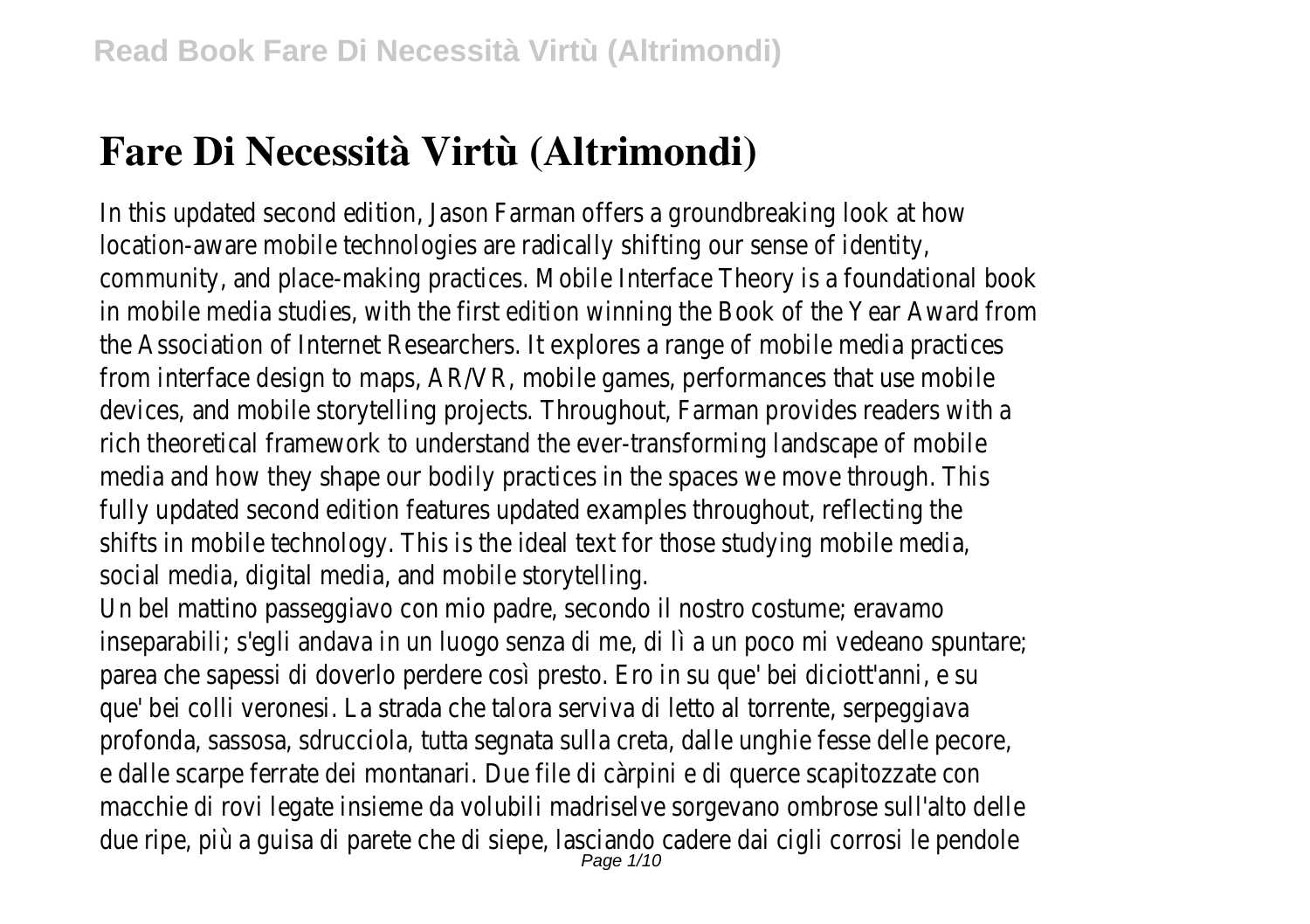# Fare Di Necessità Virtù (Altrimondi)

In this updated second edition, Jason Farman offers a groundbreaking look at how location-aware mobile technologies are radically shifting our sense of identity, community, and place-making practices. Mobile Interface Theory is a foundational book in mobile media studies, with the first edition winning the Book of the Year Award from the Association of Internet Researchers. It explores a range of mobile media practices from interface design to maps, AR/VR, mobile games, performances that use mobile devices, and mobile storytelling projects. Throughout, Farman provides readers with a rich theoretical framework to understand the ever-transforming landscape of mobile media and how they shape our bodily practices in the spaces we move through. This fully updated second edition features updated examples throughout, reflecting the shifts in mobile technology. This is the ideal text for those studying mobile media, social media, digital media, and mobile storytelling.

Un bel mattino passeggiavo con mio padre, secondo il nostro costume; eravamo inseparabili; s'egli andava in un luogo senza di me, di lì a un poco mi vedeano spuntare; parea che sapessi di doverlo perdere così presto. Ero in su que' bei diciott'anni, e su que' bei colli veronesi. La strada che talora serviva di letto al torrente, serpeggiava profonda, sassosa, sdrucciola, tutta segnata sulla creta, dalle unghie fesse delle pecore, e dalle scarpe ferrate dei montanari. Due file di càrpini e di querce scapitozzate con macchie di rovi legate insieme da volubili madriselve sorgevano ombrose sull'alto delle due ripe, più a guisa di parete che di siepe, lasciando cadere dai cigli corrosi le pendole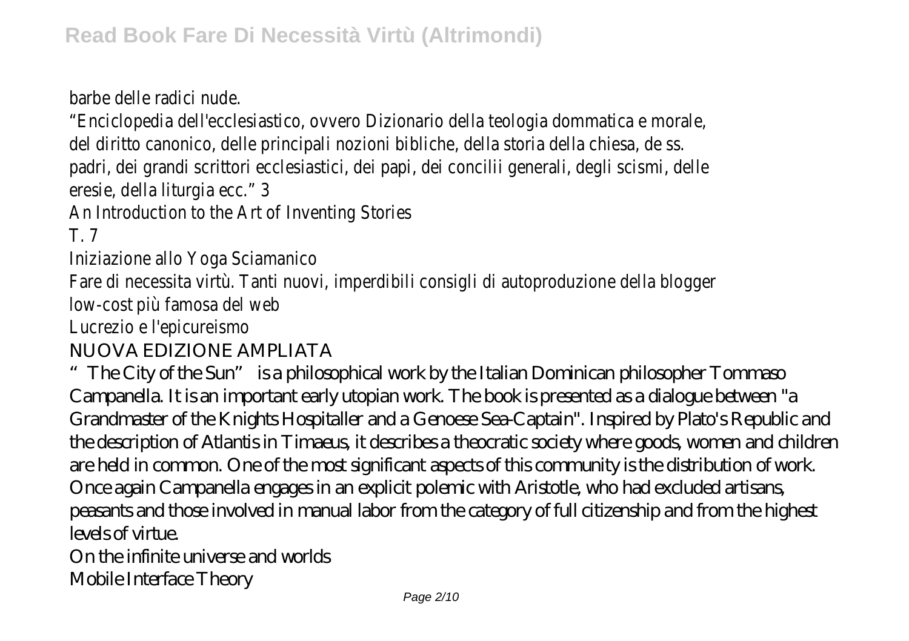barbe delle radici nude.

"Enciclopedia dell'ecclesiastico, ovvero Dizionario della teologia dommatica e morale, del diritto canonico, delle principali nozioni bibliche, della storia della chiesa, de ss. padri, dei grandi scrittori ecclesiastici, dei papi, dei concilii generali, degli scismi, delle eresie, della liturgia ecc." 3

An Introduction to the Art of Inventing Stories

T. 7

Iniziazione allo Yoga Sciamanico

Fare di necessita virtù. Tanti nuovi, imperdibili consigli di autoproduzione della blogger low-cost più famosa del web

Lucrezio e l'epicureismo

NUOVA EDIZIONE AMPLIATA

"The City of the Sun" is a philosophical work by the Italian Dominican philosopher Tommaso Campanella. It is an important early utopian work. The book is presented as a dialogue between "a Grandmaster of the Knights Hospitaller and a Genoese Sea-Captain". Inspired by Plato's Republic and the description of Atlantis in Timaeus, it describes a theocratic society where goods, women and children are held in common. One of the most significant aspects of this community is the distribution of work. Once again Campanella engages in an explicit polemic with Aristotle, who had excluded artisans, peasants and those involved in manual labor from the category of full citizenship and from the highest levels of virtue.

On the infinite universe and worlds

Mobile Interface Theory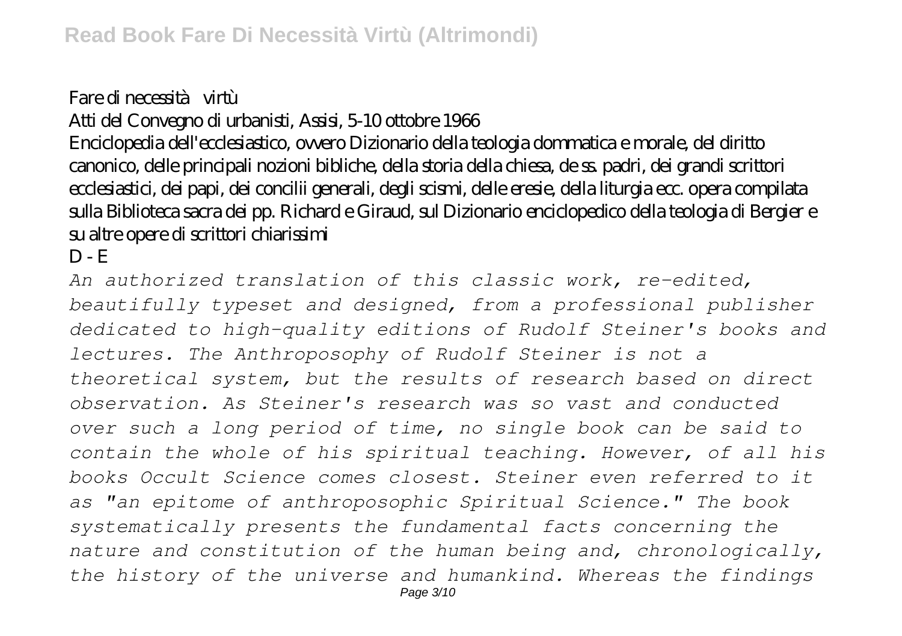Fare di necessità virtù
Atti del Convegno di urbanisti, Assisi, 5-10 ottobre 1966
Enciclopedia dell'ecclesiastico, ovvero Dizionario della teologia dommatica e morale, del diritto canonico, delle principali nozioni bibliche, della storia della chiesa, de ss. padri, dei grandi scrittori ecclesiastici, dei papi, dei concilii generali, degli scismi, delle eresie, della liturgia ecc. opera compilata sulla Biblioteca sacra dei pp. Richard e Giraud, sul Dizionario enciclopedico della teologia di Bergier e su altre opere di scrittori chiarissimi
D - E

*An authorized translation of this classic work, re-edited, beautifully typeset and designed, from a professional publisher dedicated to high-quality editions of Rudolf Steiner's books and lectures. The Anthroposophy of Rudolf Steiner is not a theoretical system, but the results of research based on direct observation. As Steiner's research was so vast and conducted over such a long period of time, no single book can be said to contain the whole of his spiritual teaching. However, of all his books Occult Science comes closest. Steiner even referred to it as "an epitome of anthroposophic Spiritual Science." The book systematically presents the fundamental facts concerning the nature and constitution of the human being and, chronologically, the history of the universe and humankind. Whereas the findings*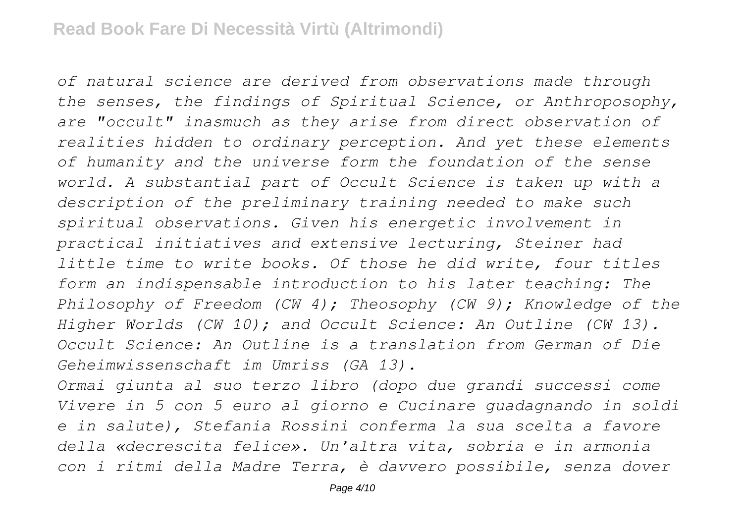*of natural science are derived from observations made through the senses, the findings of Spiritual Science, or Anthroposophy, are "occult" inasmuch as they arise from direct observation of realities hidden to ordinary perception. And yet these elements of humanity and the universe form the foundation of the sense world. A substantial part of Occult Science is taken up with a description of the preliminary training needed to make such spiritual observations. Given his energetic involvement in practical initiatives and extensive lecturing, Steiner had little time to write books. Of those he did write, four titles form an indispensable introduction to his later teaching: The Philosophy of Freedom (CW 4); Theosophy (CW 9); Knowledge of the Higher Worlds (CW 10); and Occult Science: An Outline (CW 13). Occult Science: An Outline is a translation from German of Die Geheimwissenschaft im Umriss (GA 13).*

*Ormai giunta al suo terzo libro (dopo due grandi successi come Vivere in 5 con 5 euro al giorno e Cucinare guadagnando in soldi e in salute), Stefania Rossini conferma la sua scelta a favore della «decrescita felice». Un'altra vita, sobria e in armonia con i ritmi della Madre Terra, è davvero possibile, senza dover*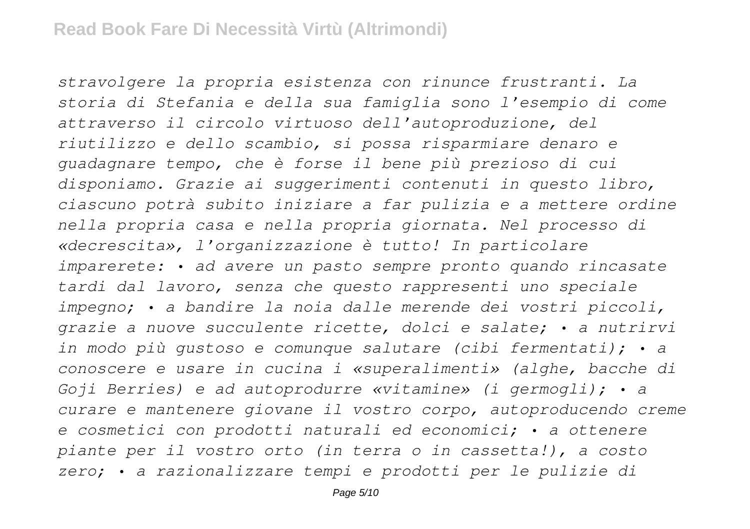*stravolgere la propria esistenza con rinunce frustranti. La storia di Stefania e della sua famiglia sono l'esempio di come attraverso il circolo virtuoso dell'autoproduzione, del riutilizzo e dello scambio, si possa risparmiare denaro e guadagnare tempo, che è forse il bene più prezioso di cui disponiamo. Grazie ai suggerimenti contenuti in questo libro, ciascuno potrà subito iniziare a far pulizia e a mettere ordine nella propria casa e nella propria giornata. Nel processo di «decrescita», l'organizzazione è tutto! In particolare imparerete: • ad avere un pasto sempre pronto quando rincasate tardi dal lavoro, senza che questo rappresenti uno speciale impegno; • a bandire la noia dalle merende dei vostri piccoli, grazie a nuove succulente ricette, dolci e salate; • a nutrirvi in modo più gustoso e comunque salutare (cibi fermentati); • a conoscere e usare in cucina i «superalimenti» (alghe, bacche di Goji Berries) e ad autoprodurre «vitamine» (i germogli); • a curare e mantenere giovane il vostro corpo, autoproducendo creme e cosmetici con prodotti naturali ed economici; • a ottenere piante per il vostro orto (in terra o in cassetta!), a costo zero; • a razionalizzare tempi e prodotti per le pulizie di*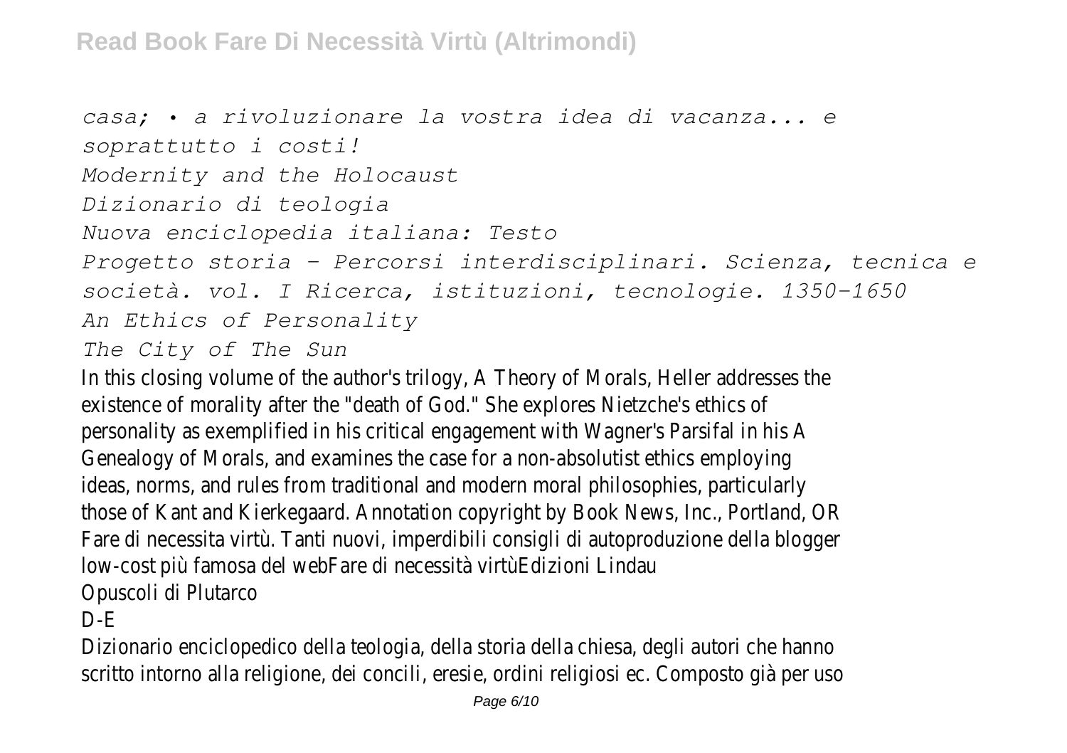*casa; • a rivoluzionare la vostra idea di vacanza... e soprattutto i costi!*

*Modernity and the Holocaust*

*Dizionario di teologia*

*Nuova enciclopedia italiana: Testo*

*Progetto storia - Percorsi interdisciplinari. Scienza, tecnica e società. vol. I Ricerca, istituzioni, tecnologie. 1350-1650*

*An Ethics of Personality*

*The City of The Sun*

In this closing volume of the author's trilogy, A Theory of Morals, Heller addresses the existence of morality after the "death of God." She explores Nietzche's ethics of personality as exemplified in his critical engagement with Wagner's Parsifal in his A Genealogy of Morals, and examines the case for a non-absolutist ethics employing ideas, norms, and rules from traditional and modern moral philosophies, particularly those of Kant and Kierkegaard. Annotation copyright by Book News, Inc., Portland, OR

Fare di necessita virtù. Tanti nuovi, imperdibili consigli di autoproduzione della blogger low-cost più famosa del webFare di necessità virtùEdizioni Lindau

Opuscoli di Plutarco

D-E

Dizionario enciclopedico della teologia, della storia della chiesa, degli autori che hanno scritto intorno alla religione, dei concili, eresie, ordini religiosi ec. Composto già per uso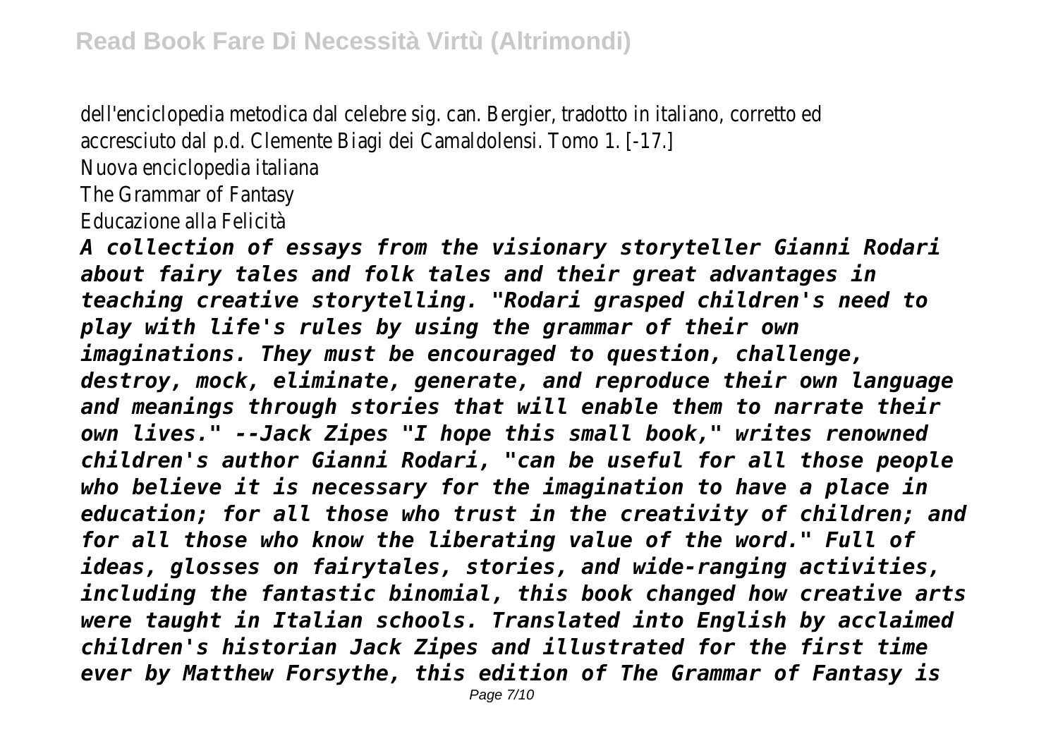dell'enciclopedia metodica dal celebre sig. can. Bergier, tradotto in italiano, corretto ed accresciuto dal p.d. Clemente Biagi dei Camaldolensi. Tomo 1. [-17.]
Nuova enciclopedia italiana
The Grammar of Fantasy
Educazione alla Felicità

***A collection of essays from the visionary storyteller Gianni Rodari about fairy tales and folk tales and their great advantages in teaching creative storytelling. "Rodari grasped children's need to play with life's rules by using the grammar of their own imaginations. They must be encouraged to question, challenge, destroy, mock, eliminate, generate, and reproduce their own language and meanings through stories that will enable them to narrate their own lives." --Jack Zipes "I hope this small book," writes renowned children's author Gianni Rodari, "can be useful for all those people who believe it is necessary for the imagination to have a place in education; for all those who trust in the creativity of children; and for all those who know the liberating value of the word." Full of ideas, glosses on fairytales, stories, and wide-ranging activities, including the fantastic binomial, this book changed how creative arts were taught in Italian schools. Translated into English by acclaimed children's historian Jack Zipes and illustrated for the first time ever by Matthew Forsythe, this edition of The Grammar of Fantasy is***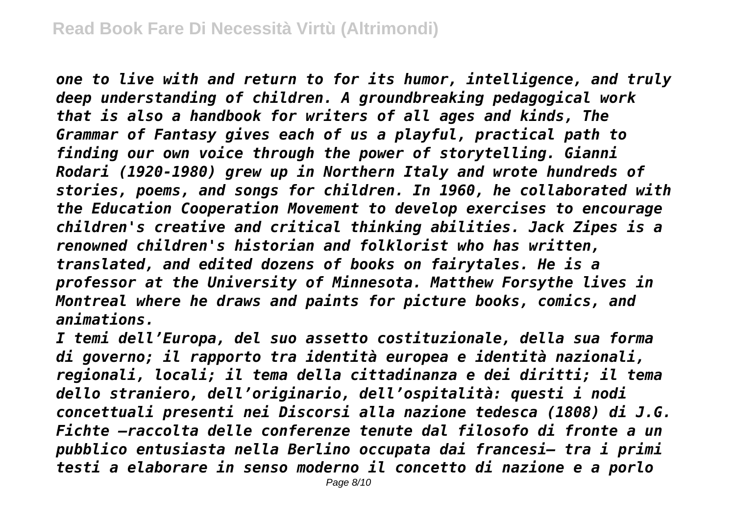*one to live with and return to for its humor, intelligence, and truly deep understanding of children. A groundbreaking pedagogical work that is also a handbook for writers of all ages and kinds, The Grammar of Fantasy gives each of us a playful, practical path to finding our own voice through the power of storytelling. Gianni Rodari (1920-1980) grew up in Northern Italy and wrote hundreds of stories, poems, and songs for children. In 1960, he collaborated with the Education Cooperation Movement to develop exercises to encourage children's creative and critical thinking abilities. Jack Zipes is a renowned children's historian and folklorist who has written, translated, and edited dozens of books on fairytales. He is a professor at the University of Minnesota. Matthew Forsythe lives in Montreal where he draws and paints for picture books, comics, and animations.*

*I temi dell'Europa, del suo assetto costituzionale, della sua forma di governo; il rapporto tra identità europea e identità nazionali, regionali, locali; il tema della cittadinanza e dei diritti; il tema dello straniero, dell'originario, dell'ospitalità: questi i nodi concettuali presenti nei Discorsi alla nazione tedesca (1808) di J.G. Fichte –raccolta delle conferenze tenute dal filosofo di fronte a un pubblico entusiasta nella Berlino occupata dai francesi– tra i primi testi a elaborare in senso moderno il concetto di nazione e a porlo*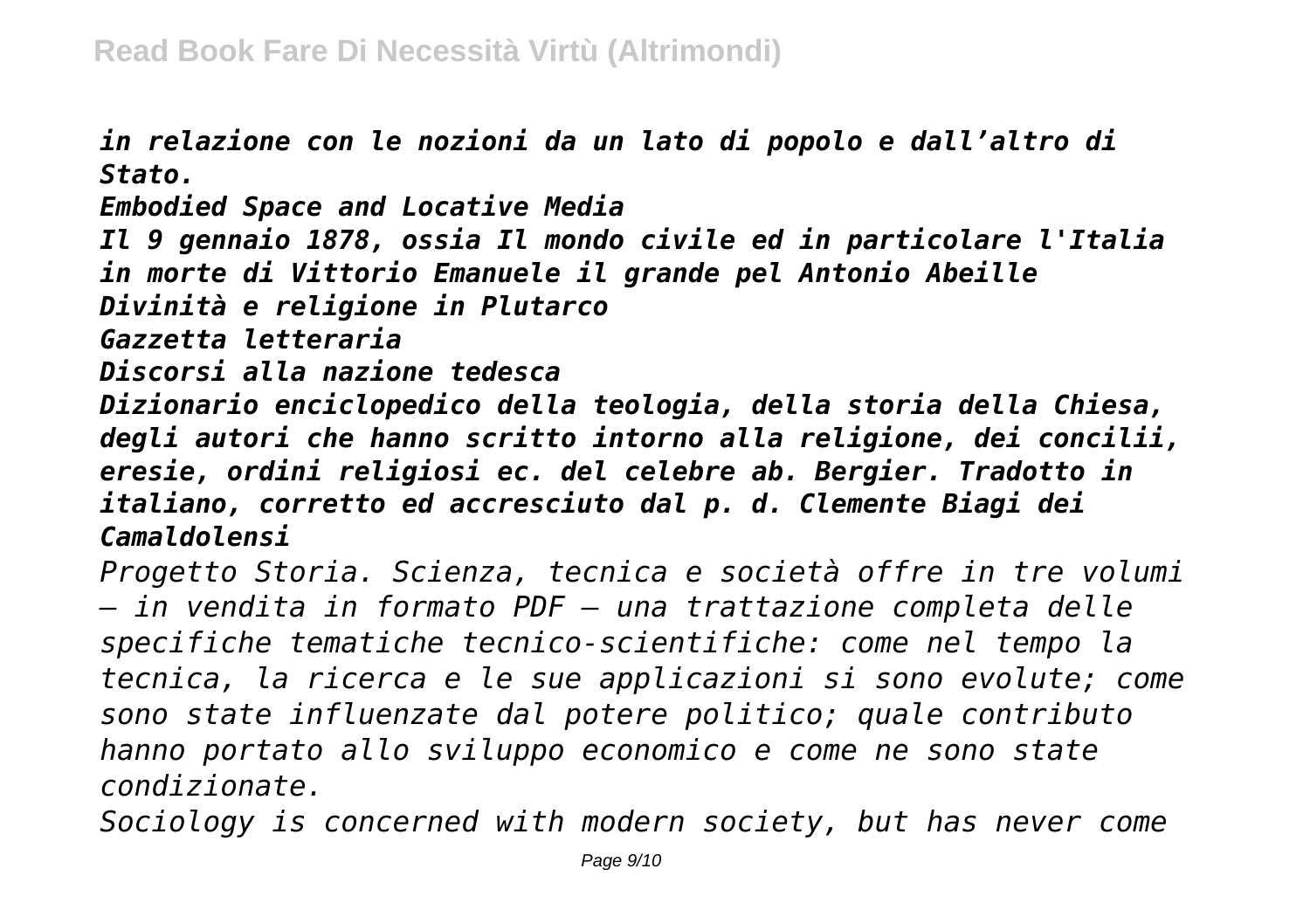*in relazione con le nozioni da un lato di popolo e dall'altro di Stato.*

*Embodied Space and Locative Media*

*Il 9 gennaio 1878, ossia Il mondo civile ed in particolare l'Italia in morte di Vittorio Emanuele il grande pel Antonio Abeille*

*Divinità e religione in Plutarco*

*Gazzetta letteraria*

*Discorsi alla nazione tedesca*

*Dizionario enciclopedico della teologia, della storia della Chiesa, degli autori che hanno scritto intorno alla religione, dei concilii, eresie, ordini religiosi ec. del celebre ab. Bergier. Tradotto in italiano, corretto ed accresciuto dal p. d. Clemente Biagi dei Camaldolensi*

*Progetto Storia. Scienza, tecnica e società offre in tre volumi – in vendita in formato PDF – una trattazione completa delle specifiche tematiche tecnico-scientifiche: come nel tempo la tecnica, la ricerca e le sue applicazioni si sono evolute; come sono state influenzate dal potere politico; quale contributo hanno portato allo sviluppo economico e come ne sono state condizionate.*

*Sociology is concerned with modern society, but has never come*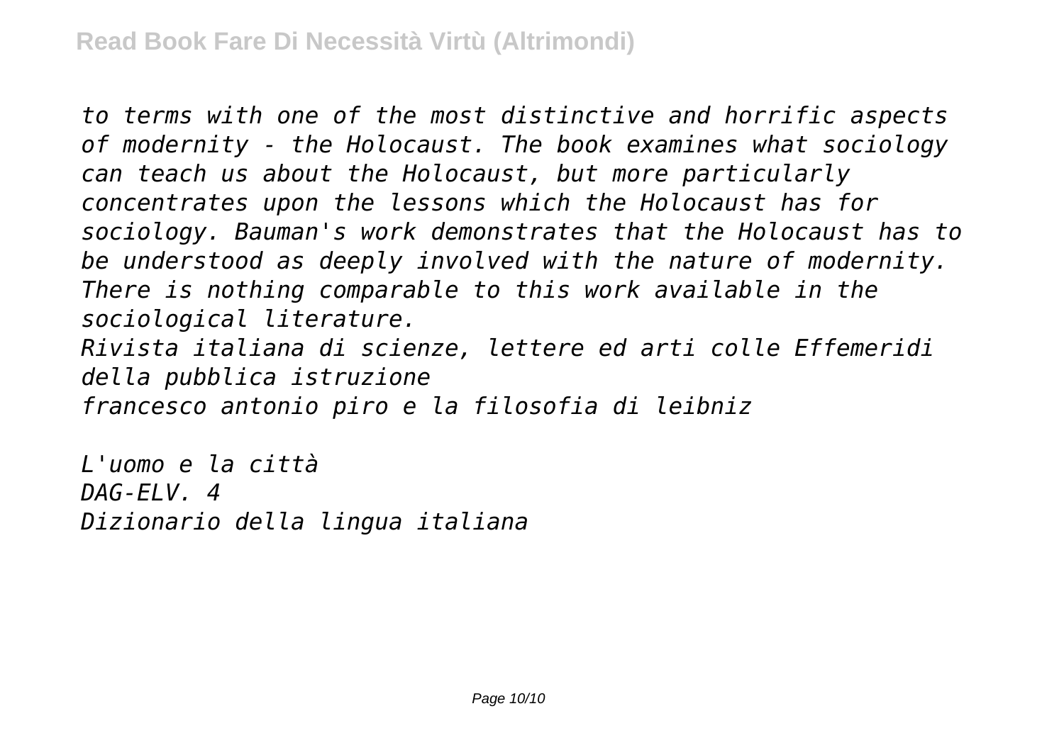*to terms with one of the most distinctive and horrific aspects of modernity - the Holocaust. The book examines what sociology can teach us about the Holocaust, but more particularly concentrates upon the lessons which the Holocaust has for sociology. Bauman's work demonstrates that the Holocaust has to be understood as deeply involved with the nature of modernity. There is nothing comparable to this work available in the sociological literature.*

*Rivista italiana di scienze, lettere ed arti colle Effemeridi della pubblica istruzione*

*francesco antonio piro e la filosofia di leibniz*

*L'uomo e la città*

*DAG-ELV. 4*

*Dizionario della lingua italiana*